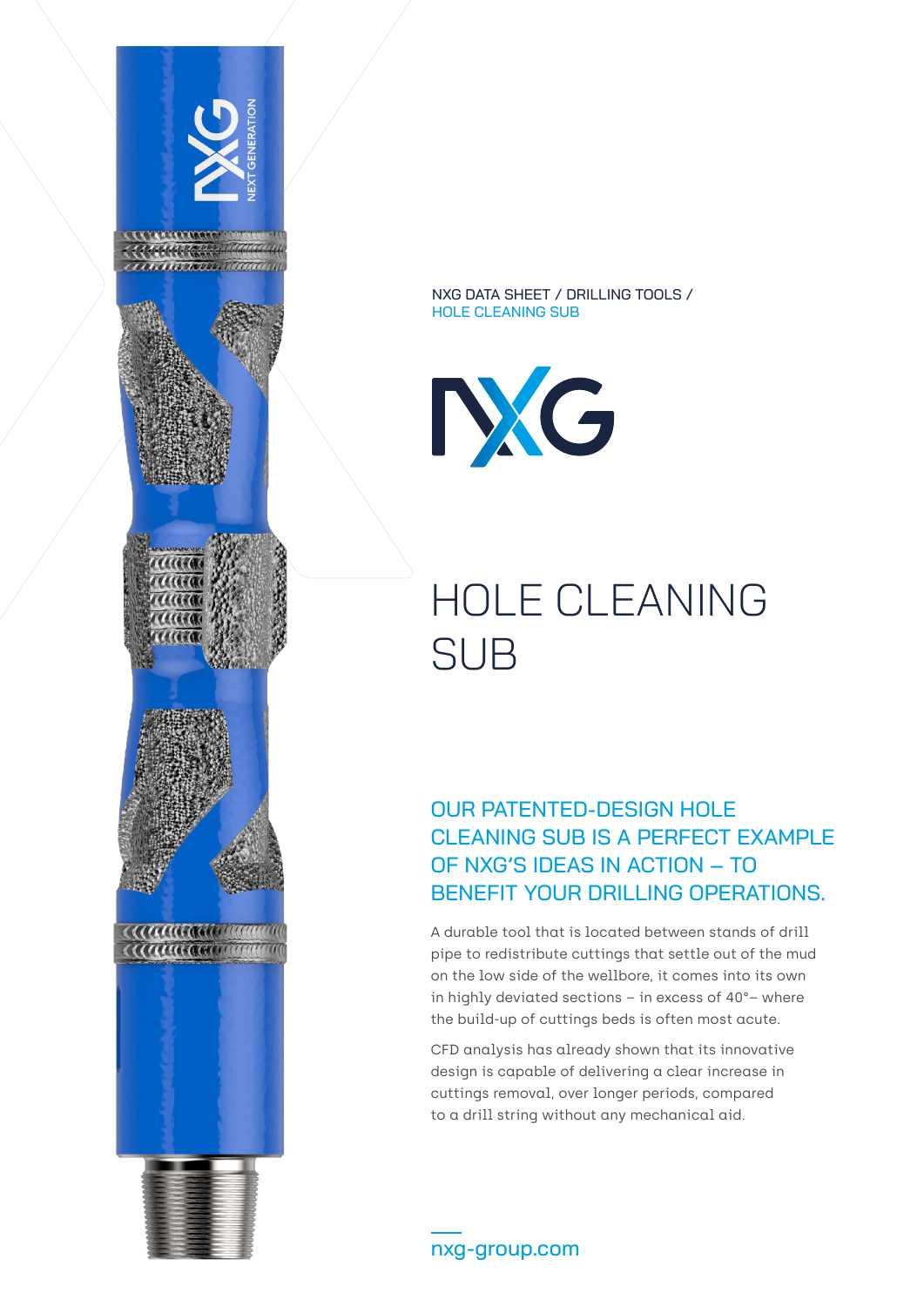NXG DATA SHEET / DRILLING TOOLS / HOLE CLEANING SUB

NXG

# HOLE CLEANING SUB

## OUR PATENTED-DESIGN HOLE CLEANING SUB IS A PERFECT EXAMPLE OF NXG'S IDEAS IN ACTION – TO BENEFIT YOUR DRILLING OPERATIONS.

A durable tool that is located between stands of drill pipe to redistribute cuttings that settle out of the mud on the low side of the wellbore, it comes into its own in highly deviated sections – in excess of 40°– where the build-up of cuttings beds is often most acute.

CFD analysis has already shown that its innovative design is capable of delivering a clear increase in cuttings removal, over longer periods, compared to a drill string without any mechanical aid.

nxg-group.com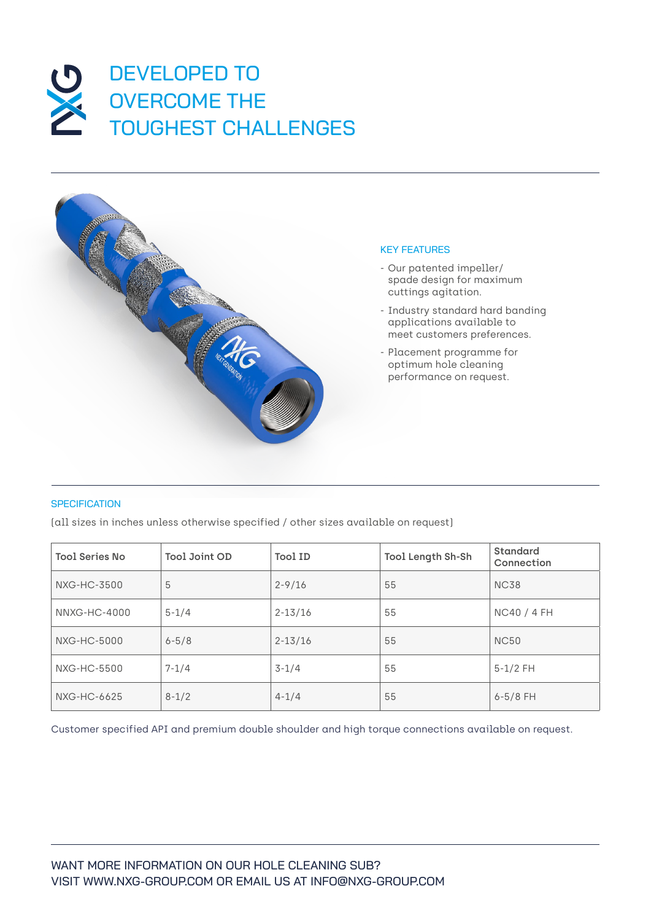# DEVELOPED TO OVERCOME THE TOUGHEST CHALLENGES

### KEY FEATURES

- Our patented impeller/ spade design for maximum cuttings agitation.
- Industry standard hard banding applications available to meet customers preferences.
- Placement programme for optimum hole cleaning performance on request.

### SPECIFICATION

(all sizes in inches unless otherwise specified / other sizes available on request)

| Tool Series No | Tool Joint OD | Tool ID | Tool Length Sh-Sh | Standard Connection |
|---|---|---|---|---|
| NXG-HC-3500 | 5 | 2-9/16 | 55 | NC38 |
| NNXG-HC-4000 | 5-1/4 | 2-13/16 | 55 | NC40 / 4 FH |
| NXG-HC-5000 | 6-5/8 | 2-13/16 | 55 | NC50 |
| NXG-HC-5500 | 7-1/4 | 3-1/4 | 55 | 5-1/2 FH |
| NXG-HC-6625 | 8-1/2 | 4-1/4 | 55 | 6-5/8 FH |

Customer specified API and premium double shoulder and high torque connections available on request.

WANT MORE INFORMATION ON OUR HOLE CLEANING SUB?
VISIT WWW.NXG-GROUP.COM OR EMAIL US AT INFO@NXG-GROUP.COM